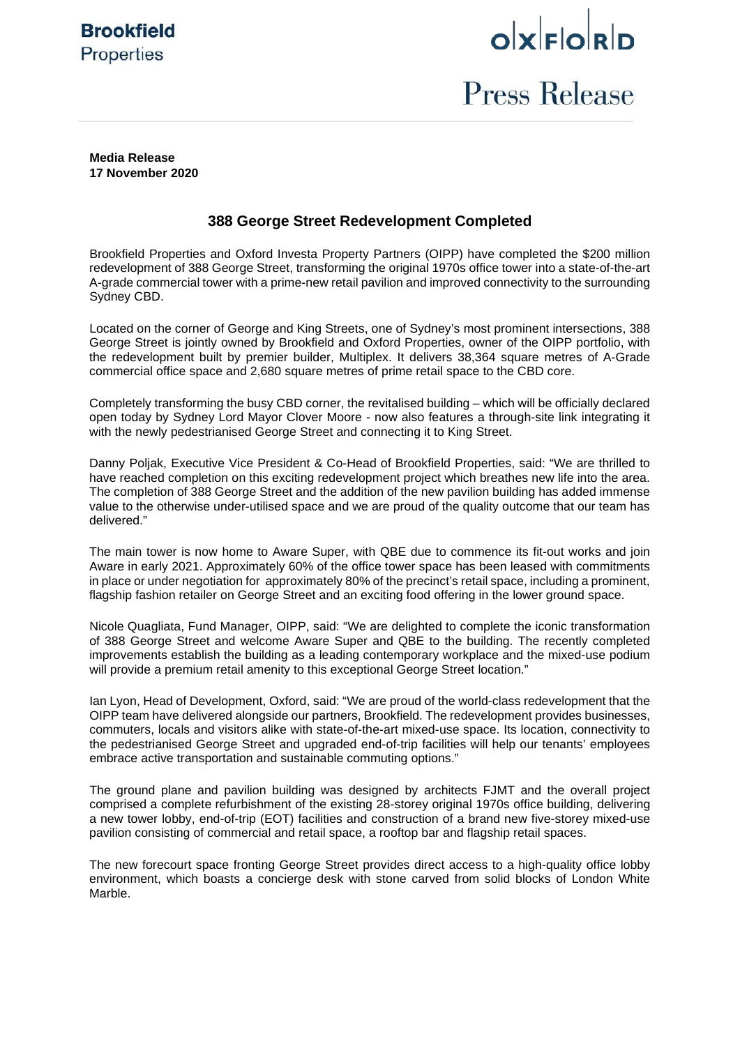**Brookfield** Properties

oxford

Press Release

**Media Release**
**17 November 2020**

## 388 George Street Redevelopment Completed

Brookfield Properties and Oxford Investa Property Partners (OIPP) have completed the $200 million redevelopment of 388 George Street, transforming the original 1970s office tower into a state-of-the-art A-grade commercial tower with a prime-new retail pavilion and improved connectivity to the surrounding Sydney CBD.

Located on the corner of George and King Streets, one of Sydney's most prominent intersections, 388 George Street is jointly owned by Brookfield and Oxford Properties, owner of the OIPP portfolio, with the redevelopment built by premier builder, Multiplex. It delivers 38,364 square metres of A-Grade commercial office space and 2,680 square metres of prime retail space to the CBD core.

Completely transforming the busy CBD corner, the revitalised building – which will be officially declared open today by Sydney Lord Mayor Clover Moore - now also features a through-site link integrating it with the newly pedestrianised George Street and connecting it to King Street.

Danny Poljak, Executive Vice President & Co-Head of Brookfield Properties, said: "We are thrilled to have reached completion on this exciting redevelopment project which breathes new life into the area. The completion of 388 George Street and the addition of the new pavilion building has added immense value to the otherwise under-utilised space and we are proud of the quality outcome that our team has delivered."

The main tower is now home to Aware Super, with QBE due to commence its fit-out works and join Aware in early 2021. Approximately 60% of the office tower space has been leased with commitments in place or under negotiation for approximately 80% of the precinct's retail space, including a prominent, flagship fashion retailer on George Street and an exciting food offering in the lower ground space.

Nicole Quagliata, Fund Manager, OIPP, said: "We are delighted to complete the iconic transformation of 388 George Street and welcome Aware Super and QBE to the building. The recently completed improvements establish the building as a leading contemporary workplace and the mixed-use podium will provide a premium retail amenity to this exceptional George Street location."

Ian Lyon, Head of Development, Oxford, said: "We are proud of the world-class redevelopment that the OIPP team have delivered alongside our partners, Brookfield. The redevelopment provides businesses, commuters, locals and visitors alike with state-of-the-art mixed-use space. Its location, connectivity to the pedestrianised George Street and upgraded end-of-trip facilities will help our tenants' employees embrace active transportation and sustainable commuting options."

The ground plane and pavilion building was designed by architects FJMT and the overall project comprised a complete refurbishment of the existing 28-storey original 1970s office building, delivering a new tower lobby, end-of-trip (EOT) facilities and construction of a brand new five-storey mixed-use pavilion consisting of commercial and retail space, a rooftop bar and flagship retail spaces.

The new forecourt space fronting George Street provides direct access to a high-quality office lobby environment, which boasts a concierge desk with stone carved from solid blocks of London White Marble.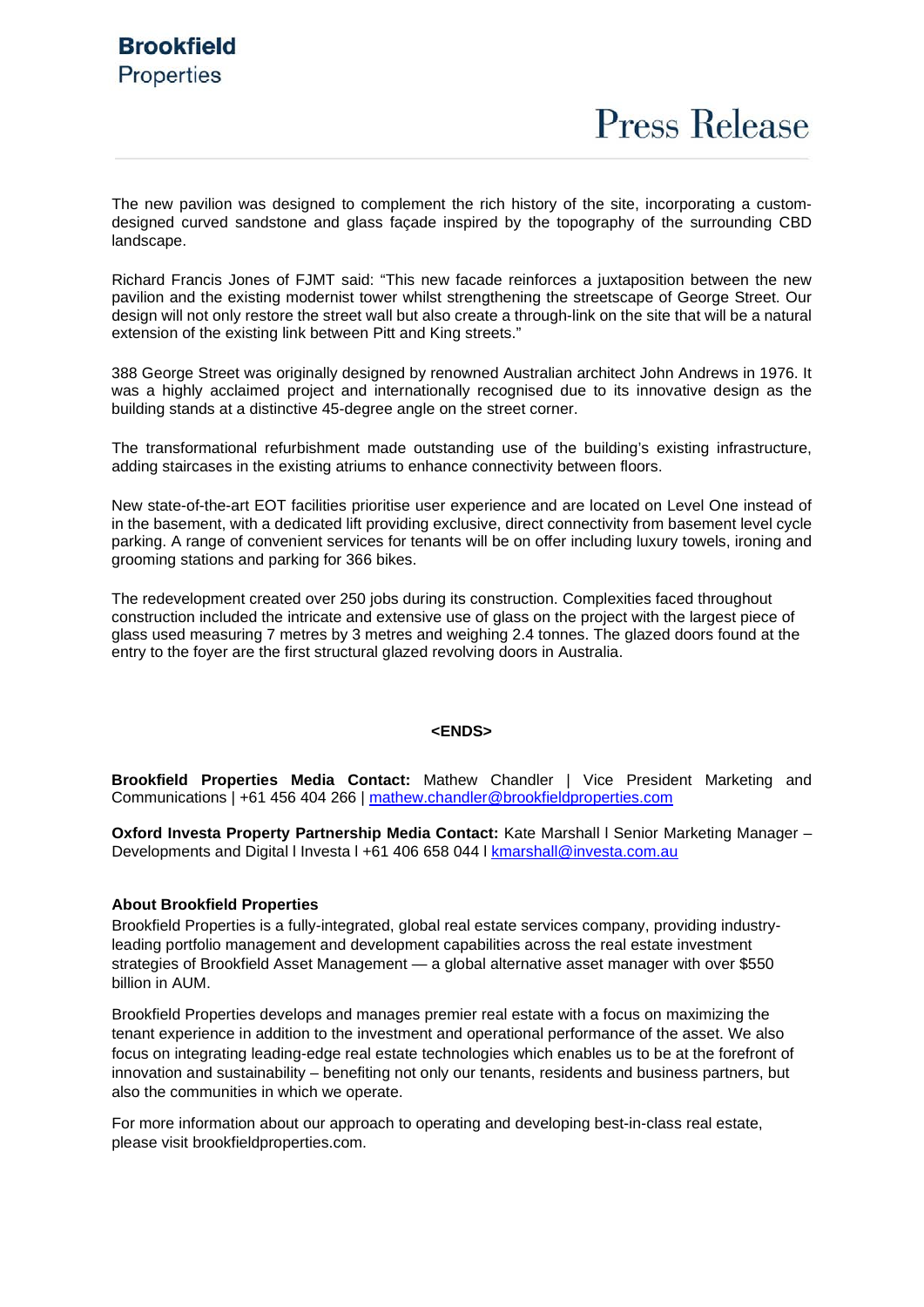The new pavilion was designed to complement the rich history of the site, incorporating a custom-designed curved sandstone and glass façade inspired by the topography of the surrounding CBD landscape.

Richard Francis Jones of FJMT said: "This new facade reinforces a juxtaposition between the new pavilion and the existing modernist tower whilst strengthening the streetscape of George Street. Our design will not only restore the street wall but also create a through-link on the site that will be a natural extension of the existing link between Pitt and King streets."

388 George Street was originally designed by renowned Australian architect John Andrews in 1976. It was a highly acclaimed project and internationally recognised due to its innovative design as the building stands at a distinctive 45-degree angle on the street corner.

The transformational refurbishment made outstanding use of the building's existing infrastructure, adding staircases in the existing atriums to enhance connectivity between floors.

New state-of-the-art EOT facilities prioritise user experience and are located on Level One instead of in the basement, with a dedicated lift providing exclusive, direct connectivity from basement level cycle parking. A range of convenient services for tenants will be on offer including luxury towels, ironing and grooming stations and parking for 366 bikes.

The redevelopment created over 250 jobs during its construction. Complexities faced throughout construction included the intricate and extensive use of glass on the project with the largest piece of glass used measuring 7 metres by 3 metres and weighing 2.4 tonnes. The glazed doors found at the entry to the foyer are the first structural glazed revolving doors in Australia.

**<ENDS>**

**Brookfield Properties Media Contact:** Mathew Chandler | Vice President Marketing and Communications | +61 456 404 266 | mathew.chandler@brookfieldproperties.com

**Oxford Investa Property Partnership Media Contact:** Kate Marshall l Senior Marketing Manager – Developments and Digital l Investa l +61 406 658 044 l kmarshall@investa.com.au

**About Brookfield Properties**

Brookfield Properties is a fully-integrated, global real estate services company, providing industry-leading portfolio management and development capabilities across the real estate investment strategies of Brookfield Asset Management — a global alternative asset manager with over $550 billion in AUM.

Brookfield Properties develops and manages premier real estate with a focus on maximizing the tenant experience in addition to the investment and operational performance of the asset. We also focus on integrating leading-edge real estate technologies which enables us to be at the forefront of innovation and sustainability – benefiting not only our tenants, residents and business partners, but also the communities in which we operate.

For more information about our approach to operating and developing best-in-class real estate, please visit brookfieldproperties.com.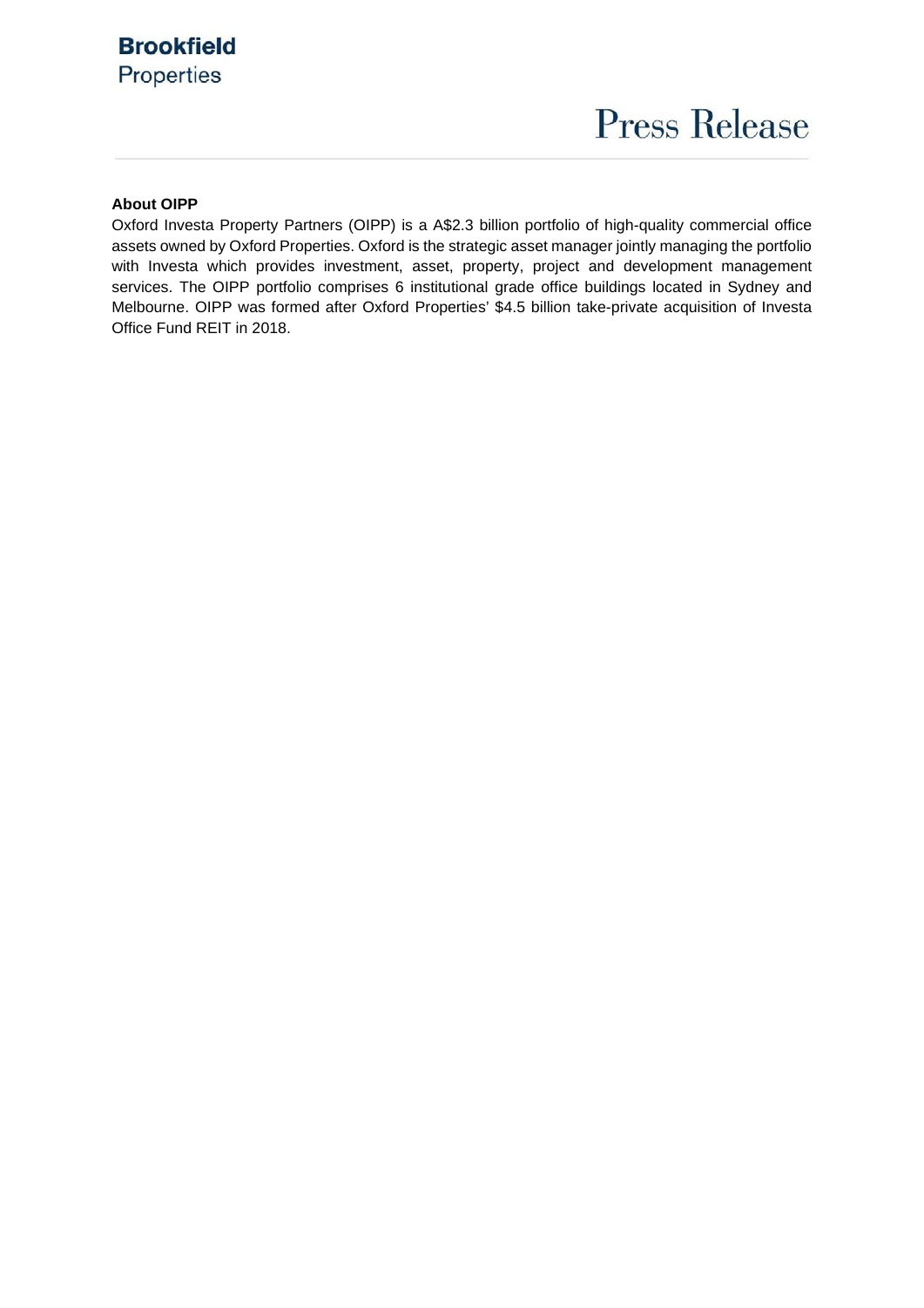**About OIPP**

Oxford Investa Property Partners (OIPP) is a A$2.3 billion portfolio of high-quality commercial office assets owned by Oxford Properties. Oxford is the strategic asset manager jointly managing the portfolio with Investa which provides investment, asset, property, project and development management services. The OIPP portfolio comprises 6 institutional grade office buildings located in Sydney and Melbourne. OIPP was formed after Oxford Properties' $4.5 billion take-private acquisition of Investa Office Fund REIT in 2018.